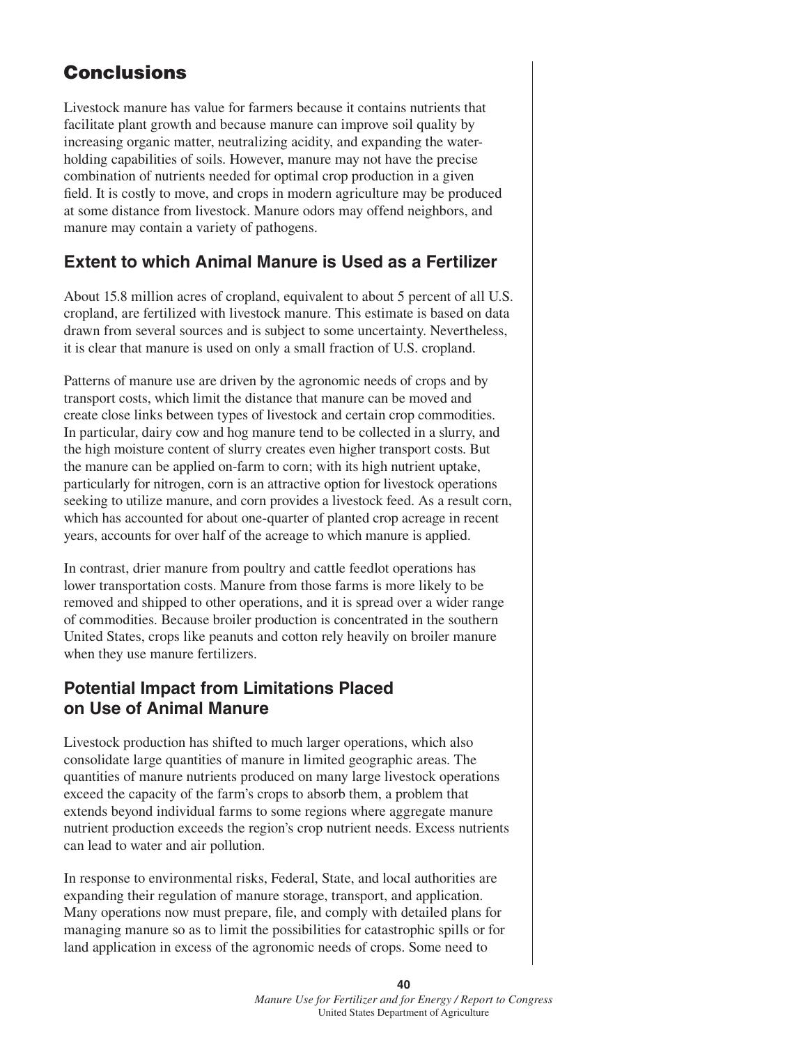# Conclusions

Livestock manure has value for farmers because it contains nutrients that facilitate plant growth and because manure can improve soil quality by increasing organic matter, neutralizing acidity, and expanding the water-holding capabilities of soils. However, manure may not have the precise combination of nutrients needed for optimal crop production in a given field. It is costly to move, and crops in modern agriculture may be produced at some distance from livestock. Manure odors may offend neighbors, and manure may contain a variety of pathogens.

## Extent to which Animal Manure is Used as a Fertilizer

About 15.8 million acres of cropland, equivalent to about 5 percent of all U.S. cropland, are fertilized with livestock manure. This estimate is based on data drawn from several sources and is subject to some uncertainty. Nevertheless, it is clear that manure is used on only a small fraction of U.S. cropland.

Patterns of manure use are driven by the agronomic needs of crops and by transport costs, which limit the distance that manure can be moved and create close links between types of livestock and certain crop commodities. In particular, dairy cow and hog manure tend to be collected in a slurry, and the high moisture content of slurry creates even higher transport costs. But the manure can be applied on-farm to corn; with its high nutrient uptake, particularly for nitrogen, corn is an attractive option for livestock operations seeking to utilize manure, and corn provides a livestock feed. As a result corn, which has accounted for about one-quarter of planted crop acreage in recent years, accounts for over half of the acreage to which manure is applied.

In contrast, drier manure from poultry and cattle feedlot operations has lower transportation costs. Manure from those farms is more likely to be removed and shipped to other operations, and it is spread over a wider range of commodities. Because broiler production is concentrated in the southern United States, crops like peanuts and cotton rely heavily on broiler manure when they use manure fertilizers.

## Potential Impact from Limitations Placed on Use of Animal Manure

Livestock production has shifted to much larger operations, which also consolidate large quantities of manure in limited geographic areas. The quantities of manure nutrients produced on many large livestock operations exceed the capacity of the farm's crops to absorb them, a problem that extends beyond individual farms to some regions where aggregate manure nutrient production exceeds the region's crop nutrient needs. Excess nutrients can lead to water and air pollution.

In response to environmental risks, Federal, State, and local authorities are expanding their regulation of manure storage, transport, and application. Many operations now must prepare, file, and comply with detailed plans for managing manure so as to limit the possibilities for catastrophic spills or for land application in excess of the agronomic needs of crops. Some need to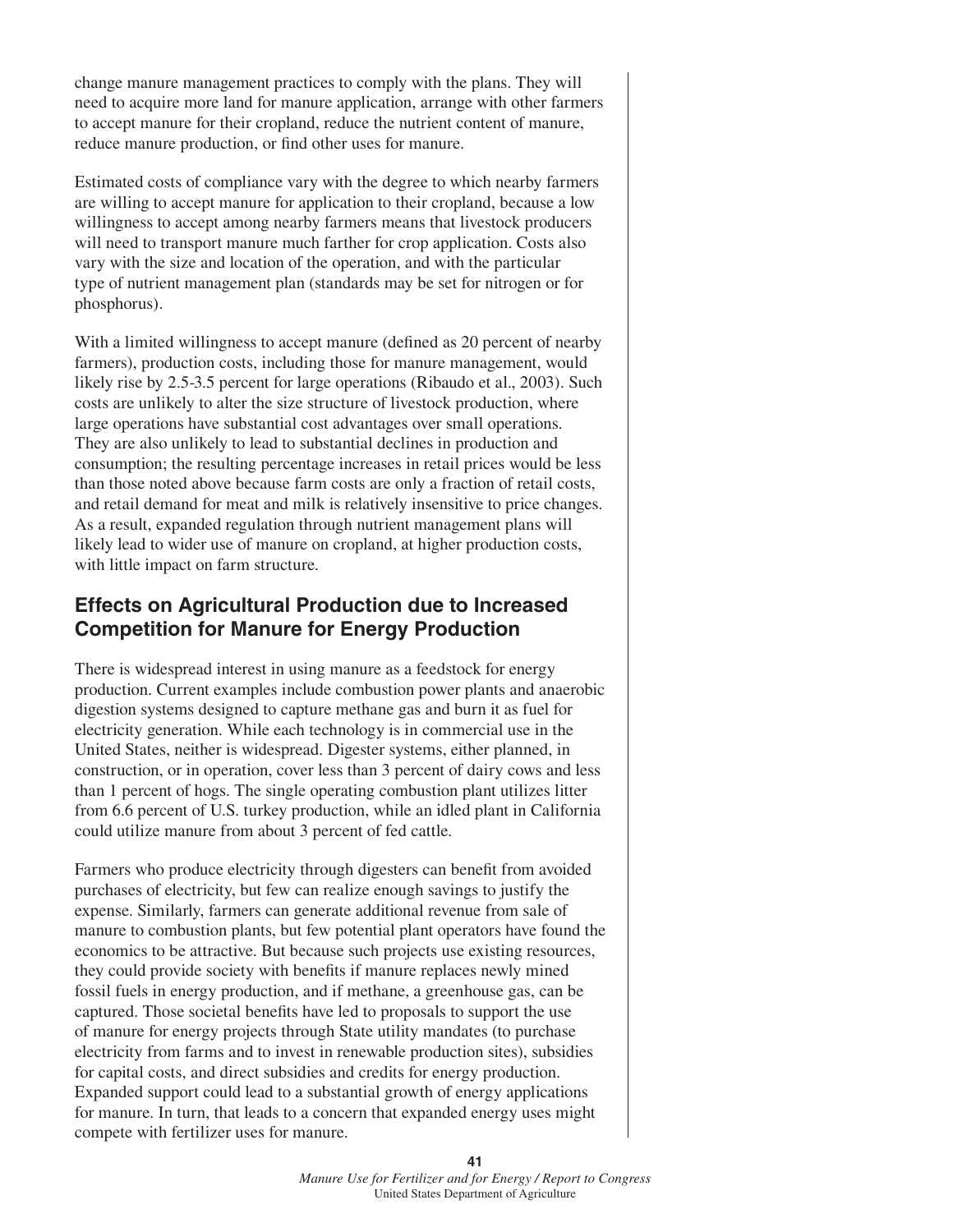change manure management practices to comply with the plans. They will need to acquire more land for manure application, arrange with other farmers to accept manure for their cropland, reduce the nutrient content of manure, reduce manure production, or find other uses for manure.

Estimated costs of compliance vary with the degree to which nearby farmers are willing to accept manure for application to their cropland, because a low willingness to accept among nearby farmers means that livestock producers will need to transport manure much farther for crop application. Costs also vary with the size and location of the operation, and with the particular type of nutrient management plan (standards may be set for nitrogen or for phosphorus).

With a limited willingness to accept manure (defined as 20 percent of nearby farmers), production costs, including those for manure management, would likely rise by 2.5-3.5 percent for large operations (Ribaudo et al., 2003). Such costs are unlikely to alter the size structure of livestock production, where large operations have substantial cost advantages over small operations. They are also unlikely to lead to substantial declines in production and consumption; the resulting percentage increases in retail prices would be less than those noted above because farm costs are only a fraction of retail costs, and retail demand for meat and milk is relatively insensitive to price changes. As a result, expanded regulation through nutrient management plans will likely lead to wider use of manure on cropland, at higher production costs, with little impact on farm structure.

## Effects on Agricultural Production due to Increased Competition for Manure for Energy Production

There is widespread interest in using manure as a feedstock for energy production. Current examples include combustion power plants and anaerobic digestion systems designed to capture methane gas and burn it as fuel for electricity generation. While each technology is in commercial use in the United States, neither is widespread. Digester systems, either planned, in construction, or in operation, cover less than 3 percent of dairy cows and less than 1 percent of hogs. The single operating combustion plant utilizes litter from 6.6 percent of U.S. turkey production, while an idled plant in California could utilize manure from about 3 percent of fed cattle.

Farmers who produce electricity through digesters can benefit from avoided purchases of electricity, but few can realize enough savings to justify the expense. Similarly, farmers can generate additional revenue from sale of manure to combustion plants, but few potential plant operators have found the economics to be attractive. But because such projects use existing resources, they could provide society with benefits if manure replaces newly mined fossil fuels in energy production, and if methane, a greenhouse gas, can be captured. Those societal benefits have led to proposals to support the use of manure for energy projects through State utility mandates (to purchase electricity from farms and to invest in renewable production sites), subsidies for capital costs, and direct subsidies and credits for energy production. Expanded support could lead to a substantial growth of energy applications for manure. In turn, that leads to a concern that expanded energy uses might compete with fertilizer uses for manure.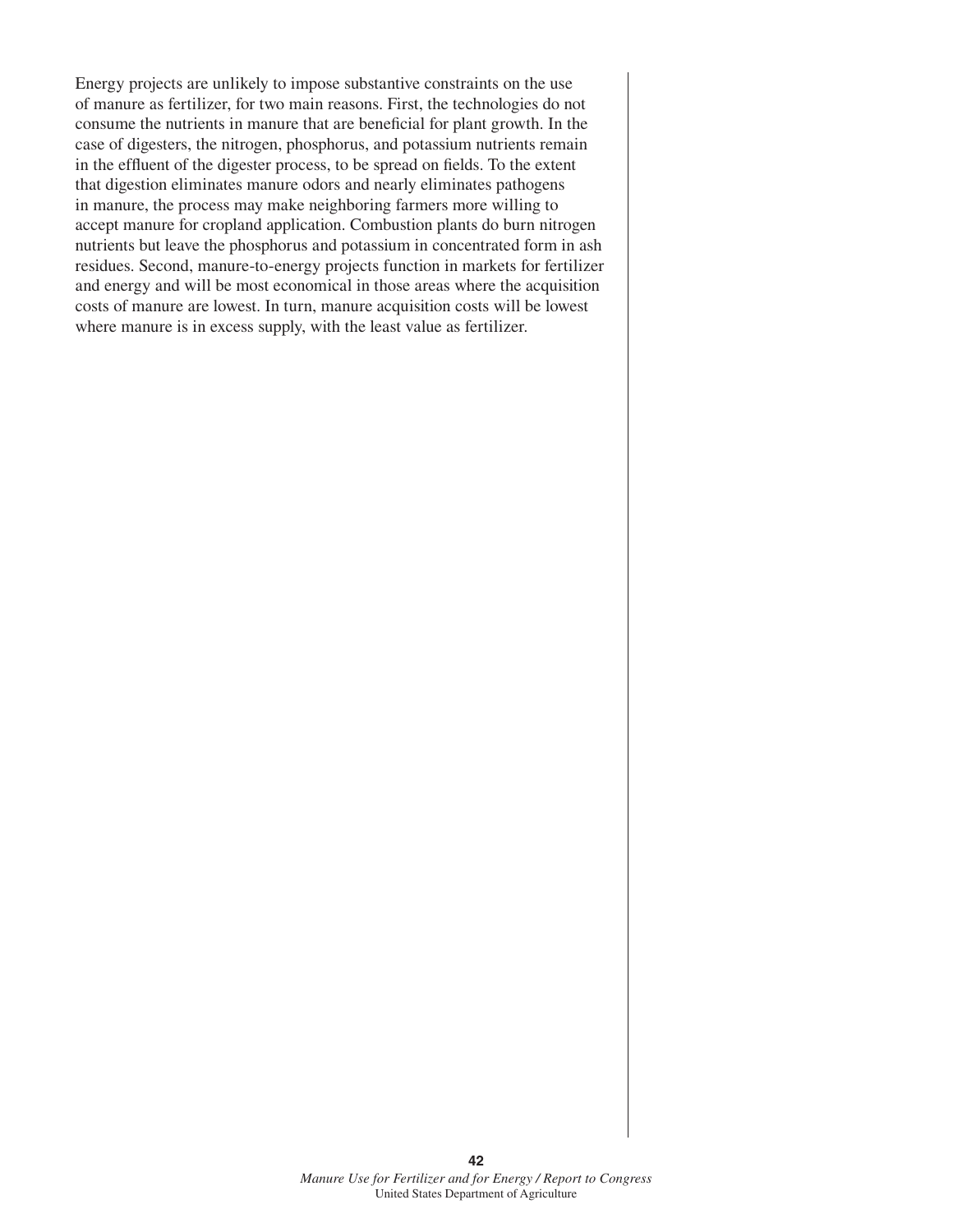Energy projects are unlikely to impose substantive constraints on the use of manure as fertilizer, for two main reasons. First, the technologies do not consume the nutrients in manure that are beneficial for plant growth. In the case of digesters, the nitrogen, phosphorus, and potassium nutrients remain in the effluent of the digester process, to be spread on fields. To the extent that digestion eliminates manure odors and nearly eliminates pathogens in manure, the process may make neighboring farmers more willing to accept manure for cropland application. Combustion plants do burn nitrogen nutrients but leave the phosphorus and potassium in concentrated form in ash residues. Second, manure-to-energy projects function in markets for fertilizer and energy and will be most economical in those areas where the acquisition costs of manure are lowest. In turn, manure acquisition costs will be lowest where manure is in excess supply, with the least value as fertilizer.